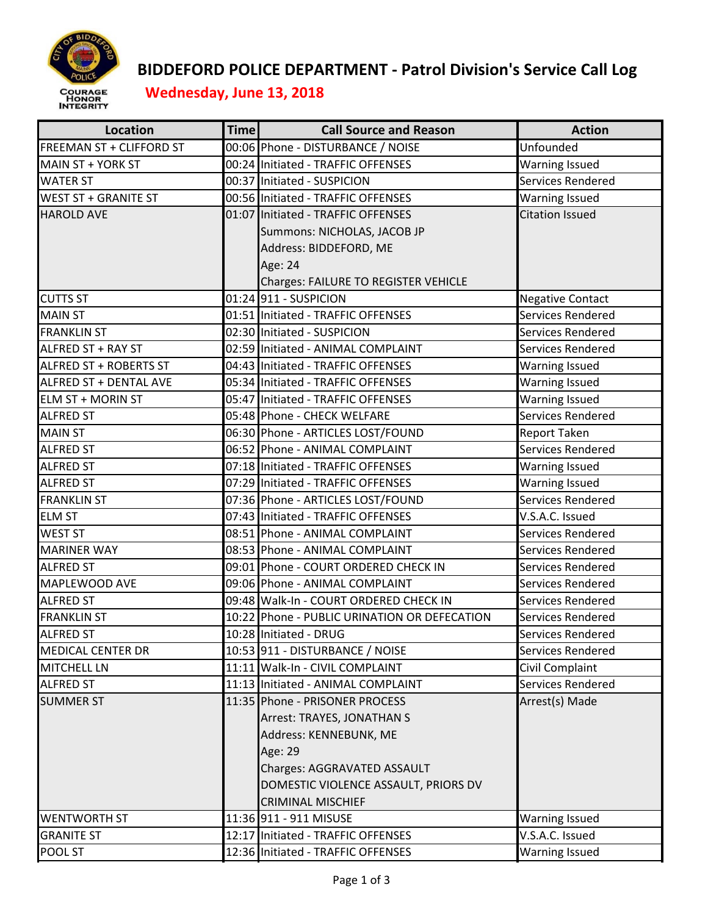# BIDDEFORD POLICE DEPARTMENT - Patrol Division's Service Call Log

## Wednesday, June 13, 2018

| Location | Time | Call Source and Reason | Action |
|---|---|---|---|
| FREEMAN ST + CLIFFORD ST | 00:06 | Phone - DISTURBANCE / NOISE | Unfounded |
| MAIN ST + YORK ST | 00:24 | Initiated - TRAFFIC OFFENSES | Warning Issued |
| WATER ST | 00:37 | Initiated - SUSPICION | Services Rendered |
| WEST ST + GRANITE ST | 00:56 | Initiated - TRAFFIC OFFENSES | Warning Issued |
| HAROLD AVE | 01:07 | Initiated - TRAFFIC OFFENSES<br>Summons: NICHOLAS, JACOB JP<br>Address: BIDDEFORD, ME<br>Age: 24<br>Charges: FAILURE TO REGISTER VEHICLE | Citation Issued |
| CUTTS ST | 01:24 | 911 - SUSPICION | Negative Contact |
| MAIN ST | 01:51 | Initiated - TRAFFIC OFFENSES | Services Rendered |
| FRANKLIN ST | 02:30 | Initiated - SUSPICION | Services Rendered |
| ALFRED ST + RAY ST | 02:59 | Initiated - ANIMAL COMPLAINT | Services Rendered |
| ALFRED ST + ROBERTS ST | 04:43 | Initiated - TRAFFIC OFFENSES | Warning Issued |
| ALFRED ST + DENTAL AVE | 05:34 | Initiated - TRAFFIC OFFENSES | Warning Issued |
| ELM ST + MORIN ST | 05:47 | Initiated - TRAFFIC OFFENSES | Warning Issued |
| ALFRED ST | 05:48 | Phone - CHECK WELFARE | Services Rendered |
| MAIN ST | 06:30 | Phone - ARTICLES LOST/FOUND | Report Taken |
| ALFRED ST | 06:52 | Phone - ANIMAL COMPLAINT | Services Rendered |
| ALFRED ST | 07:18 | Initiated - TRAFFIC OFFENSES | Warning Issued |
| ALFRED ST | 07:29 | Initiated - TRAFFIC OFFENSES | Warning Issued |
| FRANKLIN ST | 07:36 | Phone - ARTICLES LOST/FOUND | Services Rendered |
| ELM ST | 07:43 | Initiated - TRAFFIC OFFENSES | V.S.A.C. Issued |
| WEST ST | 08:51 | Phone - ANIMAL COMPLAINT | Services Rendered |
| MARINER WAY | 08:53 | Phone - ANIMAL COMPLAINT | Services Rendered |
| ALFRED ST | 09:01 | Phone - COURT ORDERED CHECK IN | Services Rendered |
| MAPLEWOOD AVE | 09:06 | Phone - ANIMAL COMPLAINT | Services Rendered |
| ALFRED ST | 09:48 | Walk-In - COURT ORDERED CHECK IN | Services Rendered |
| FRANKLIN ST | 10:22 | Phone - PUBLIC URINATION OR DEFECATION | Services Rendered |
| ALFRED ST | 10:28 | Initiated - DRUG | Services Rendered |
| MEDICAL CENTER DR | 10:53 | 911 - DISTURBANCE / NOISE | Services Rendered |
| MITCHELL LN | 11:11 | Walk-In - CIVIL COMPLAINT | Civil Complaint |
| ALFRED ST | 11:13 | Initiated - ANIMAL COMPLAINT | Services Rendered |
| SUMMER ST | 11:35 | Phone - PRISONER PROCESS<br>Arrest: TRAYES, JONATHAN S<br>Address: KENNEBUNK, ME<br>Age: 29<br>Charges: AGGRAVATED ASSAULT<br>DOMESTIC VIOLENCE ASSAULT, PRIORS DV<br>CRIMINAL MISCHIEF | Arrest(s) Made |
| WENTWORTH ST | 11:36 | 911 - 911 MISUSE | Warning Issued |
| GRANITE ST | 12:17 | Initiated - TRAFFIC OFFENSES | V.S.A.C. Issued |
| POOL ST | 12:36 | Initiated - TRAFFIC OFFENSES | Warning Issued |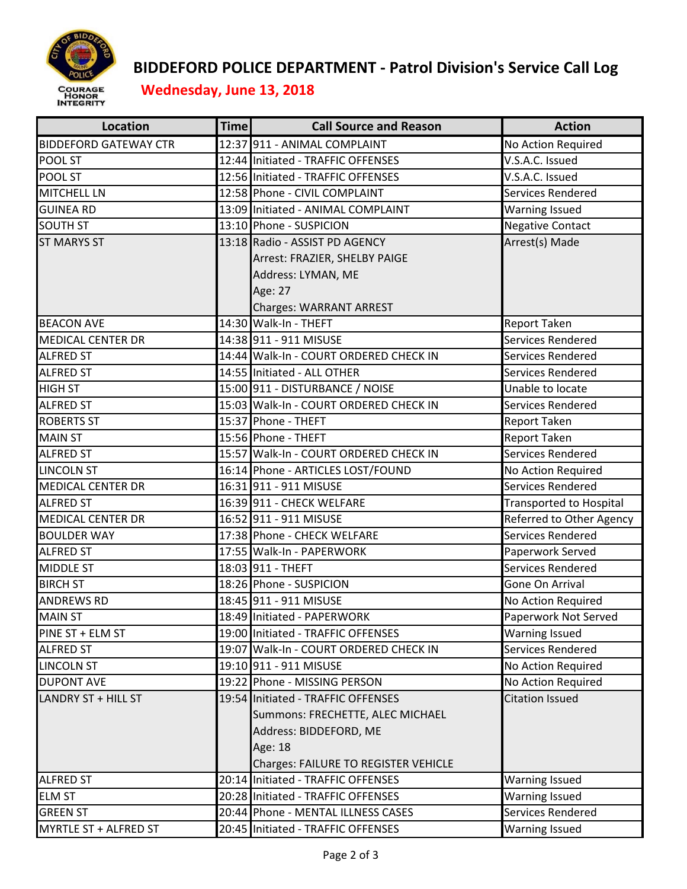# BIDDEFORD POLICE DEPARTMENT - Patrol Division's Service Call Log

## Wednesday, June 13, 2018

| Location | Time | Call Source and Reason | Action |
|---|---|---|---|
| BIDDEFORD GATEWAY CTR | 12:37 | 911 - ANIMAL COMPLAINT | No Action Required |
| POOL ST | 12:44 | Initiated - TRAFFIC OFFENSES | V.S.A.C. Issued |
| POOL ST | 12:56 | Initiated - TRAFFIC OFFENSES | V.S.A.C. Issued |
| MITCHELL LN | 12:58 | Phone - CIVIL COMPLAINT | Services Rendered |
| GUINEA RD | 13:09 | Initiated - ANIMAL COMPLAINT | Warning Issued |
| SOUTH ST | 13:10 | Phone - SUSPICION | Negative Contact |
| ST MARYS ST | 13:18 | Radio - ASSIST PD AGENCY<br>Arrest: FRAZIER, SHELBY PAIGE<br>Address: LYMAN, ME<br>Age: 27<br>Charges: WARRANT ARREST | Arrest(s) Made |
| BEACON AVE | 14:30 | Walk-In - THEFT | Report Taken |
| MEDICAL CENTER DR | 14:38 | 911 - 911 MISUSE | Services Rendered |
| ALFRED ST | 14:44 | Walk-In - COURT ORDERED CHECK IN | Services Rendered |
| ALFRED ST | 14:55 | Initiated - ALL OTHER | Services Rendered |
| HIGH ST | 15:00 | 911 - DISTURBANCE / NOISE | Unable to locate |
| ALFRED ST | 15:03 | Walk-In - COURT ORDERED CHECK IN | Services Rendered |
| ROBERTS ST | 15:37 | Phone - THEFT | Report Taken |
| MAIN ST | 15:56 | Phone - THEFT | Report Taken |
| ALFRED ST | 15:57 | Walk-In - COURT ORDERED CHECK IN | Services Rendered |
| LINCOLN ST | 16:14 | Phone - ARTICLES LOST/FOUND | No Action Required |
| MEDICAL CENTER DR | 16:31 | 911 - 911 MISUSE | Services Rendered |
| ALFRED ST | 16:39 | 911 - CHECK WELFARE | Transported to Hospital |
| MEDICAL CENTER DR | 16:52 | 911 - 911 MISUSE | Referred to Other Agency |
| BOULDER WAY | 17:38 | Phone - CHECK WELFARE | Services Rendered |
| ALFRED ST | 17:55 | Walk-In - PAPERWORK | Paperwork Served |
| MIDDLE ST | 18:03 | 911 - THEFT | Services Rendered |
| BIRCH ST | 18:26 | Phone - SUSPICION | Gone On Arrival |
| ANDREWS RD | 18:45 | 911 - 911 MISUSE | No Action Required |
| MAIN ST | 18:49 | Initiated - PAPERWORK | Paperwork Not Served |
| PINE ST + ELM ST | 19:00 | Initiated - TRAFFIC OFFENSES | Warning Issued |
| ALFRED ST | 19:07 | Walk-In - COURT ORDERED CHECK IN | Services Rendered |
| LINCOLN ST | 19:10 | 911 - 911 MISUSE | No Action Required |
| DUPONT AVE | 19:22 | Phone - MISSING PERSON | No Action Required |
| LANDRY ST + HILL ST | 19:54 | Initiated - TRAFFIC OFFENSES<br>Summons: FRECHETTE, ALEC MICHAEL<br>Address: BIDDEFORD, ME<br>Age: 18<br>Charges: FAILURE TO REGISTER VEHICLE | Citation Issued |
| ALFRED ST | 20:14 | Initiated - TRAFFIC OFFENSES | Warning Issued |
| ELM ST | 20:28 | Initiated - TRAFFIC OFFENSES | Warning Issued |
| GREEN ST | 20:44 | Phone - MENTAL ILLNESS CASES | Services Rendered |
| MYRTLE ST + ALFRED ST | 20:45 | Initiated - TRAFFIC OFFENSES | Warning Issued |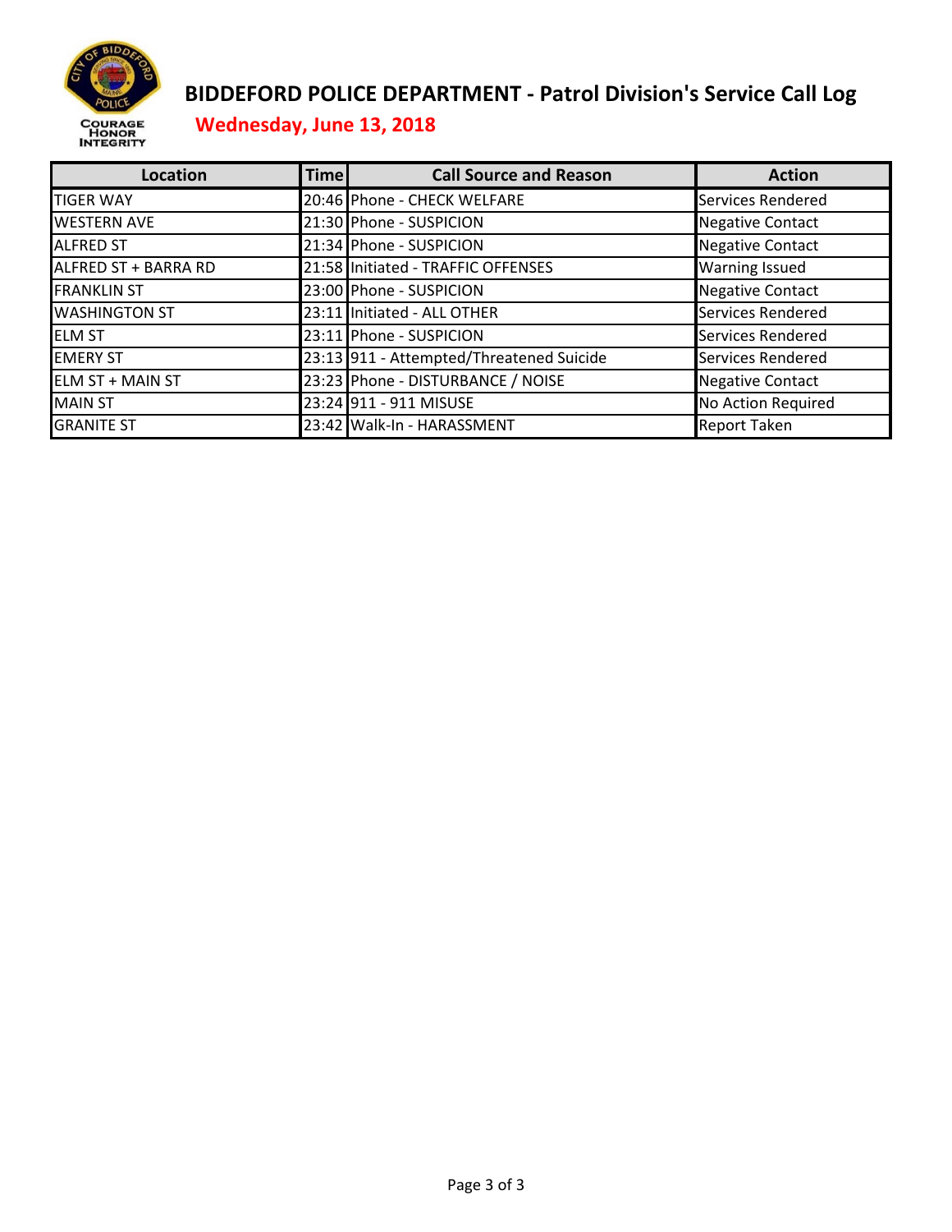# BIDDEFORD POLICE DEPARTMENT - Patrol Division's Service Call Log

## Wednesday, June 13, 2018

| Location | Time | Call Source and Reason | Action |
|---|---|---|---|
| TIGER WAY | 20:46 | Phone - CHECK WELFARE | Services Rendered |
| WESTERN AVE | 21:30 | Phone - SUSPICION | Negative Contact |
| ALFRED ST | 21:34 | Phone - SUSPICION | Negative Contact |
| ALFRED ST + BARRA RD | 21:58 | Initiated - TRAFFIC OFFENSES | Warning Issued |
| FRANKLIN ST | 23:00 | Phone - SUSPICION | Negative Contact |
| WASHINGTON ST | 23:11 | Initiated - ALL OTHER | Services Rendered |
| ELM ST | 23:11 | Phone - SUSPICION | Services Rendered |
| EMERY ST | 23:13 | 911 - Attempted/Threatened Suicide | Services Rendered |
| ELM ST + MAIN ST | 23:23 | Phone - DISTURBANCE / NOISE | Negative Contact |
| MAIN ST | 23:24 | 911 - 911 MISUSE | No Action Required |
| GRANITE ST | 23:42 | Walk-In - HARASSMENT | Report Taken |